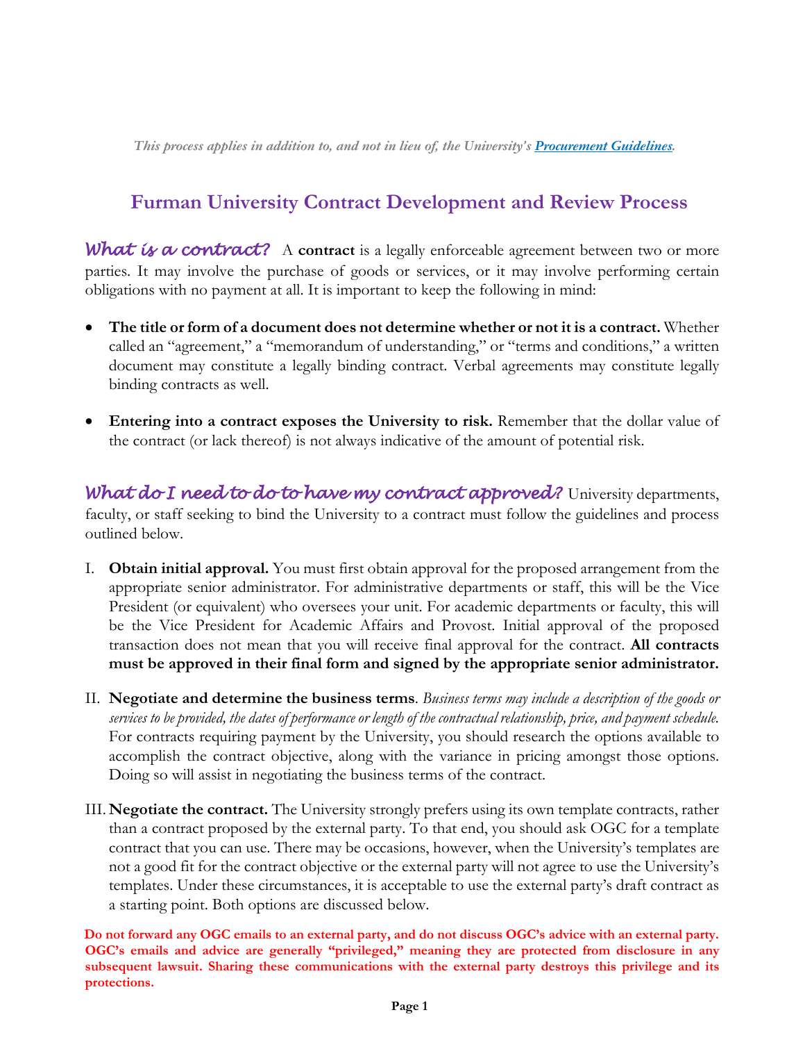*This process applies in addition to, and not in lieu of, the University's **[Procurement Guidelines](Procurement Guidelines)**.*

# Furman University Contract Development and Review Process

***What is a contract?*** A **contract** is a legally enforceable agreement between two or more parties. It may involve the purchase of goods or services, or it may involve performing certain obligations with no payment at all. It is important to keep the following in mind:

- **The title or form of a document does not determine whether or not it is a contract.** Whether called an "agreement," a "memorandum of understanding," or "terms and conditions," a written document may constitute a legally binding contract. Verbal agreements may constitute legally binding contracts as well.

- **Entering into a contract exposes the University to risk.** Remember that the dollar value of the contract (or lack thereof) is not always indicative of the amount of potential risk.

***What do I need to do to have my contract approved?*** University departments, faculty, or staff seeking to bind the University to a contract must follow the guidelines and process outlined below.

I. **Obtain initial approval.** You must first obtain approval for the proposed arrangement from the appropriate senior administrator. For administrative departments or staff, this will be the Vice President (or equivalent) who oversees your unit. For academic departments or faculty, this will be the Vice President for Academic Affairs and Provost. Initial approval of the proposed transaction does not mean that you will receive final approval for the contract. **All contracts must be approved in their final form and signed by the appropriate senior administrator.**

II. **Negotiate and determine the business terms**. *Business terms may include a description of the goods or services to be provided, the dates of performance or length of the contractual relationship, price, and payment schedule.* For contracts requiring payment by the University, you should research the options available to accomplish the contract objective, along with the variance in pricing amongst those options. Doing so will assist in negotiating the business terms of the contract.

III. **Negotiate the contract.** The University strongly prefers using its own template contracts, rather than a contract proposed by the external party. To that end, you should ask OGC for a template contract that you can use. There may be occasions, however, when the University's templates are not a good fit for the contract objective or the external party will not agree to use the University's templates. Under these circumstances, it is acceptable to use the external party's draft contract as a starting point. Both options are discussed below.

**Do not forward any OGC emails to an external party, and do not discuss OGC's advice with an external party. OGC's emails and advice are generally "privileged," meaning they are protected from disclosure in any subsequent lawsuit. Sharing these communications with the external party destroys this privilege and its protections.**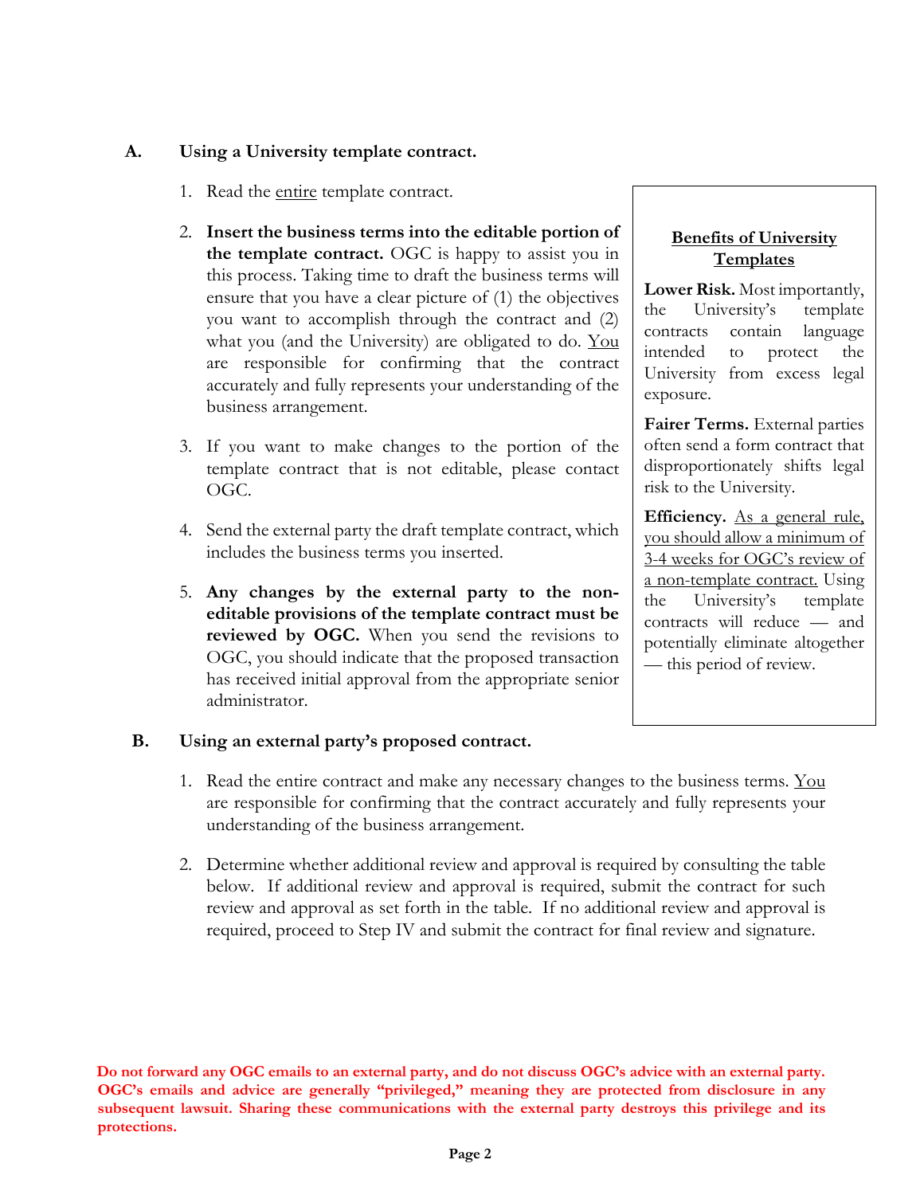## A. Using a University template contract.

1. Read the <u>entire</u> template contract.

2. **Insert the business terms into the editable portion of the template contract.** OGC is happy to assist you in this process. Taking time to draft the business terms will ensure that you have a clear picture of (1) the objectives you want to accomplish through the contract and (2) what you (and the University) are obligated to do. <u>You</u> are responsible for confirming that the contract accurately and fully represents your understanding of the business arrangement.

3. If you want to make changes to the portion of the template contract that is not editable, please contact OGC.

4. Send the external party the draft template contract, which includes the business terms you inserted.

5. **Any changes by the external party to the non-editable provisions of the template contract must be reviewed by OGC.** When you send the revisions to OGC, you should indicate that the proposed transaction has received initial approval from the appropriate senior administrator.

> **<u>Benefits of University Templates</u>**
>
> **Lower Risk.** Most importantly, the University's template contracts contain language intended to protect the University from excess legal exposure.
>
> **Fairer Terms.** External parties often send a form contract that disproportionately shifts legal risk to the University.
>
> **Efficiency.** <u>As a general rule, you should allow a minimum of 3-4 weeks for OGC's review of a non-template contract.</u> Using the University's template contracts will reduce — and potentially eliminate altogether — this period of review.

## B. Using an external party's proposed contract.

1. Read the entire contract and make any necessary changes to the business terms. <u>You</u> are responsible for confirming that the contract accurately and fully represents your understanding of the business arrangement.

2. Determine whether additional review and approval is required by consulting the table below. If additional review and approval is required, submit the contract for such review and approval as set forth in the table. If no additional review and approval is required, proceed to Step IV and submit the contract for final review and signature.

**Do not forward any OGC emails to an external party, and do not discuss OGC's advice with an external party. OGC's emails and advice are generally "privileged," meaning they are protected from disclosure in any subsequent lawsuit. Sharing these communications with the external party destroys this privilege and its protections.**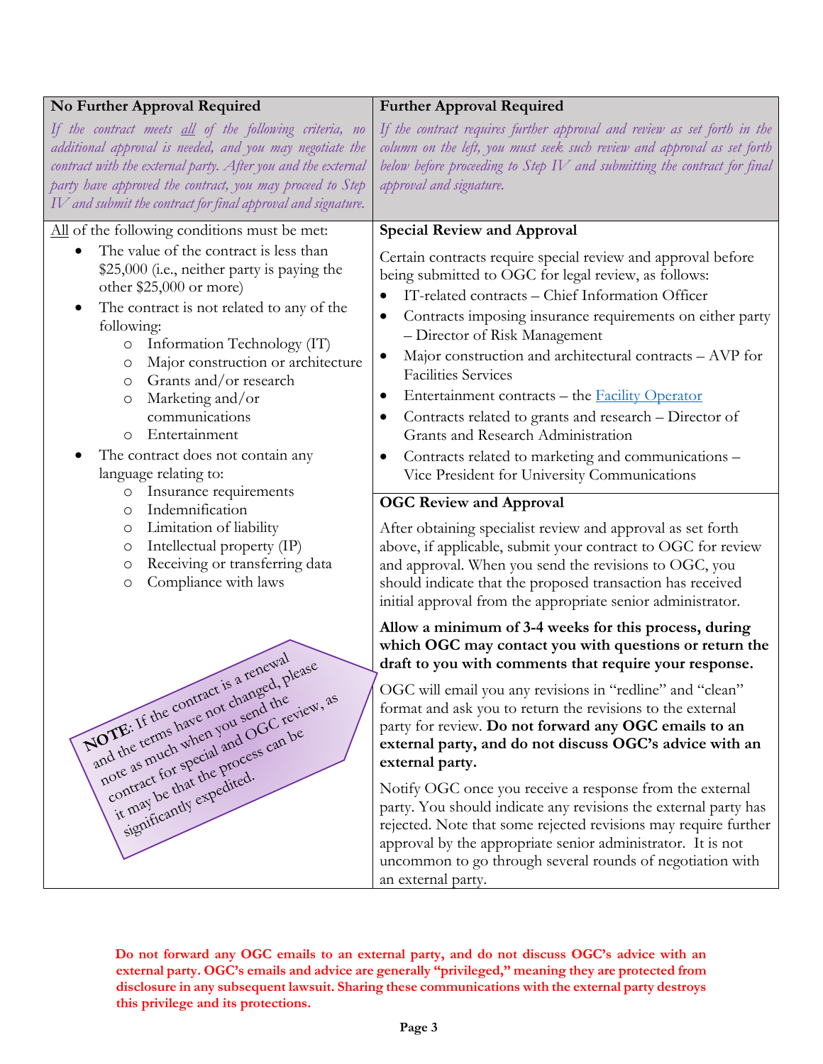| **No Further Approval Required** | **Further Approval Required** |
|---|---|
| *If the contract meets all of the following criteria, no additional approval is needed, and you may negotiate the contract with the external party. After you and the external party have approved the contract, you may proceed to Step IV and submit the contract for final approval and signature.* | *If the contract requires further approval and review as set forth in the column on the left, you must seek such review and approval as set forth below before proceeding to Step IV and submitting the contract for final approval and signature.* |

**No Further Approval Required**

All of the following conditions must be met:

- The value of the contract is less than $25,000 (i.e., neither party is paying the other $25,000 or more)
- The contract is not related to any of the following:
  - Information Technology (IT)
  - Major construction or architecture
  - Grants and/or research
  - Marketing and/or communications
  - Entertainment
- The contract does not contain any language relating to:
  - Insurance requirements
  - Indemnification
  - Limitation of liability
  - Intellectual property (IP)
  - Receiving or transferring data
  - Compliance with laws

**NOTE**: If the contract is a renewal and the terms have not changed, please note as much when you send the contract for special and OGC review, as it may be that the process can be significantly expedited.

**Further Approval Required**

**Special Review and Approval**

Certain contracts require special review and approval before being submitted to OGC for legal review, as follows:

- IT-related contracts – Chief Information Officer
- Contracts imposing insurance requirements on either party – Director of Risk Management
- Major construction and architectural contracts – AVP for Facilities Services
- Entertainment contracts – the Facility Operator
- Contracts related to grants and research – Director of Grants and Research Administration
- Contracts related to marketing and communications – Vice President for University Communications

**OGC Review and Approval**

After obtaining specialist review and approval as set forth above, if applicable, submit your contract to OGC for review and approval. When you send the revisions to OGC, you should indicate that the proposed transaction has received initial approval from the appropriate senior administrator.

**Allow a minimum of 3-4 weeks for this process, during which OGC may contact you with questions or return the draft to you with comments that require your response.**

OGC will email you any revisions in "redline" and "clean" format and ask you to return the revisions to the external party for review. **Do not forward any OGC emails to an external party, and do not discuss OGC's advice with an external party.**

Notify OGC once you receive a response from the external party. You should indicate any revisions the external party has rejected. Note that some rejected revisions may require further approval by the appropriate senior administrator. It is not uncommon to go through several rounds of negotiation with an external party.

**Do not forward any OGC emails to an external party, and do not discuss OGC's advice with an external party. OGC's emails and advice are generally "privileged," meaning they are protected from disclosure in any subsequent lawsuit. Sharing these communications with the external party destroys this privilege and its protections.**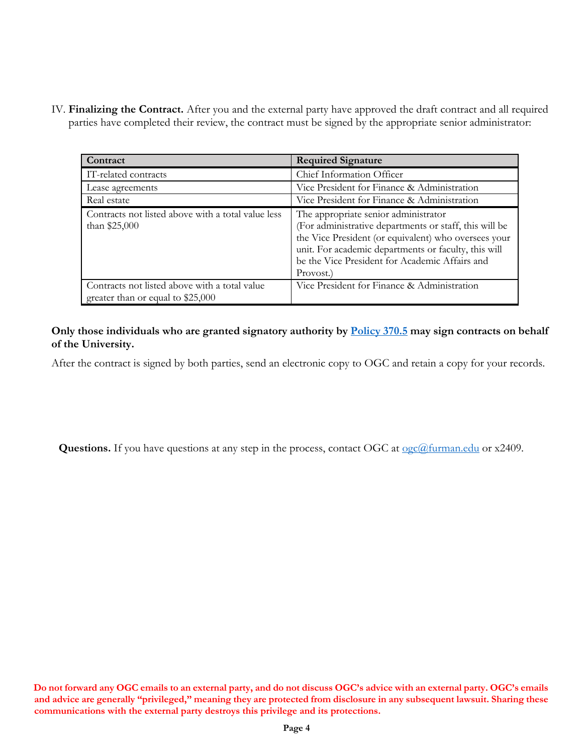IV. **Finalizing the Contract.** After you and the external party have approved the draft contract and all required parties have completed their review, the contract must be signed by the appropriate senior administrator:

| Contract | Required Signature |
|---|---|
| IT-related contracts | Chief Information Officer |
| Lease agreements | Vice President for Finance & Administration |
| Real estate | Vice President for Finance & Administration |
| Contracts not listed above with a total value less than $25,000 | The appropriate senior administrator (For administrative departments or staff, this will be the Vice President (or equivalent) who oversees your unit. For academic departments or faculty, this will be the Vice President for Academic Affairs and Provost.) |
| Contracts not listed above with a total value greater than or equal to $25,000 | Vice President for Finance & Administration |

**Only those individuals who are granted signatory authority by [Policy 370.5] may sign contracts on behalf of the University.**

After the contract is signed by both parties, send an electronic copy to OGC and retain a copy for your records.

**Questions.** If you have questions at any step in the process, contact OGC at ogc@furman.edu or x2409.

**Do not forward any OGC emails to an external party, and do not discuss OGC's advice with an external party. OGC's emails and advice are generally "privileged," meaning they are protected from disclosure in any subsequent lawsuit. Sharing these communications with the external party destroys this privilege and its protections.**